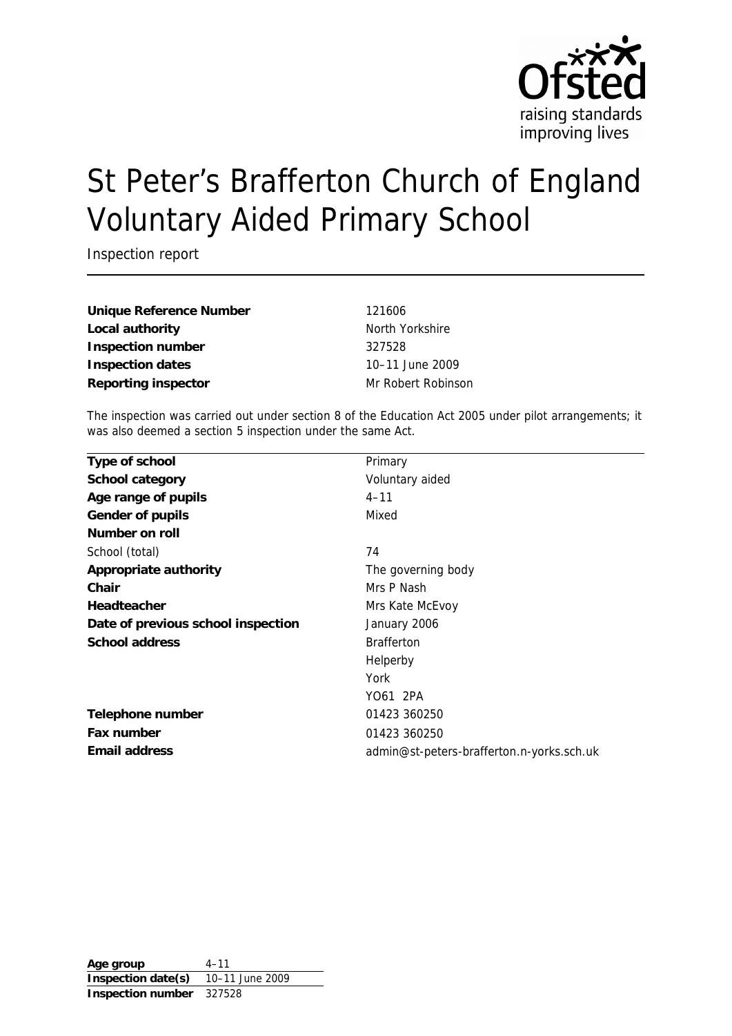# St Peter's Brafferton Church of England Voluntary Aided Primary School

Inspection report

| | |
|---|---|
| **Unique Reference Number** | 121606 |
| **Local authority** | North Yorkshire |
| **Inspection number** | 327528 |
| **Inspection dates** | 10–11 June 2009 |
| **Reporting inspector** | Mr Robert Robinson |

The inspection was carried out under section 8 of the Education Act 2005 under pilot arrangements; it was also deemed a section 5 inspection under the same Act.

| | |
|---|---|
| **Type of school** | Primary |
| **School category** | Voluntary aided |
| **Age range of pupils** | 4–11 |
| **Gender of pupils** | Mixed |
| **Number on roll** | |
| School (total) | 74 |
| **Appropriate authority** | The governing body |
| **Chair** | Mrs P Nash |
| **Headteacher** | Mrs Kate McEvoy |
| **Date of previous school inspection** | January 2006 |
| **School address** | Brafferton<br>Helperby<br>York<br>YO61 2PA |
| **Telephone number** | 01423 360250 |
| **Fax number** | 01423 360250 |
| **Email address** | admin@st-peters-brafferton.n-yorks.sch.uk |

| | |
|---|---|
| **Age group** | 4–11 |
| **Inspection date(s)** | 10–11 June 2009 |
| **Inspection number** | 327528 |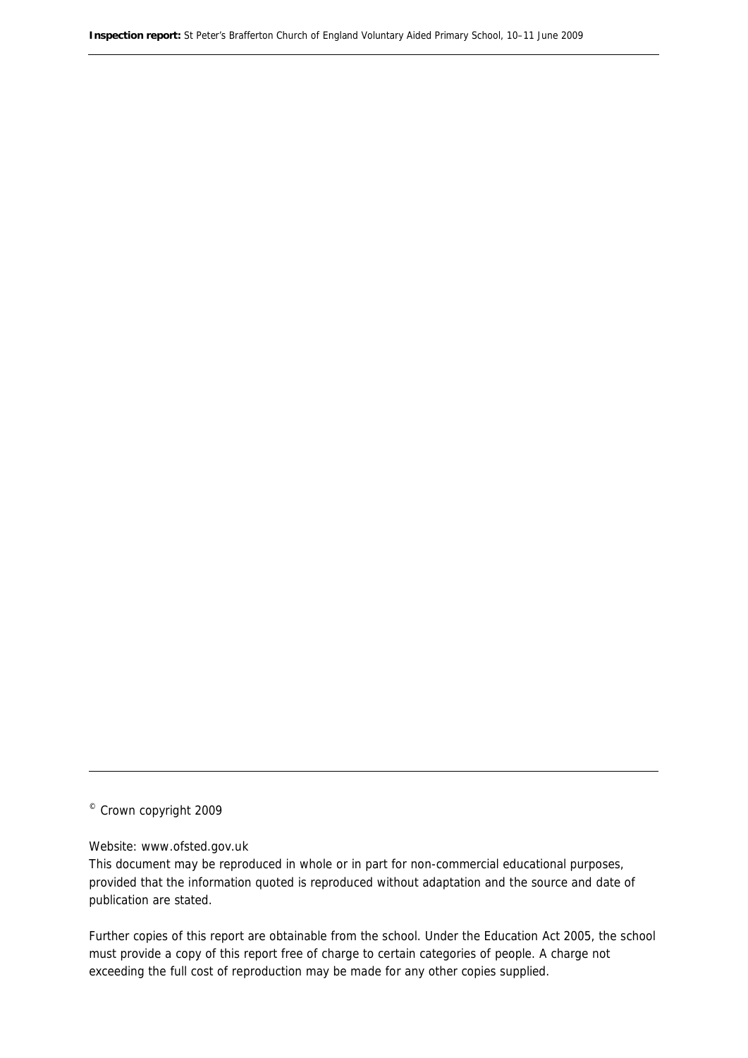© Crown copyright 2009

Website: www.ofsted.gov.uk

This document may be reproduced in whole or in part for non-commercial educational purposes, provided that the information quoted is reproduced without adaptation and the source and date of publication are stated.

Further copies of this report are obtainable from the school. Under the Education Act 2005, the school must provide a copy of this report free of charge to certain categories of people. A charge not exceeding the full cost of reproduction may be made for any other copies supplied.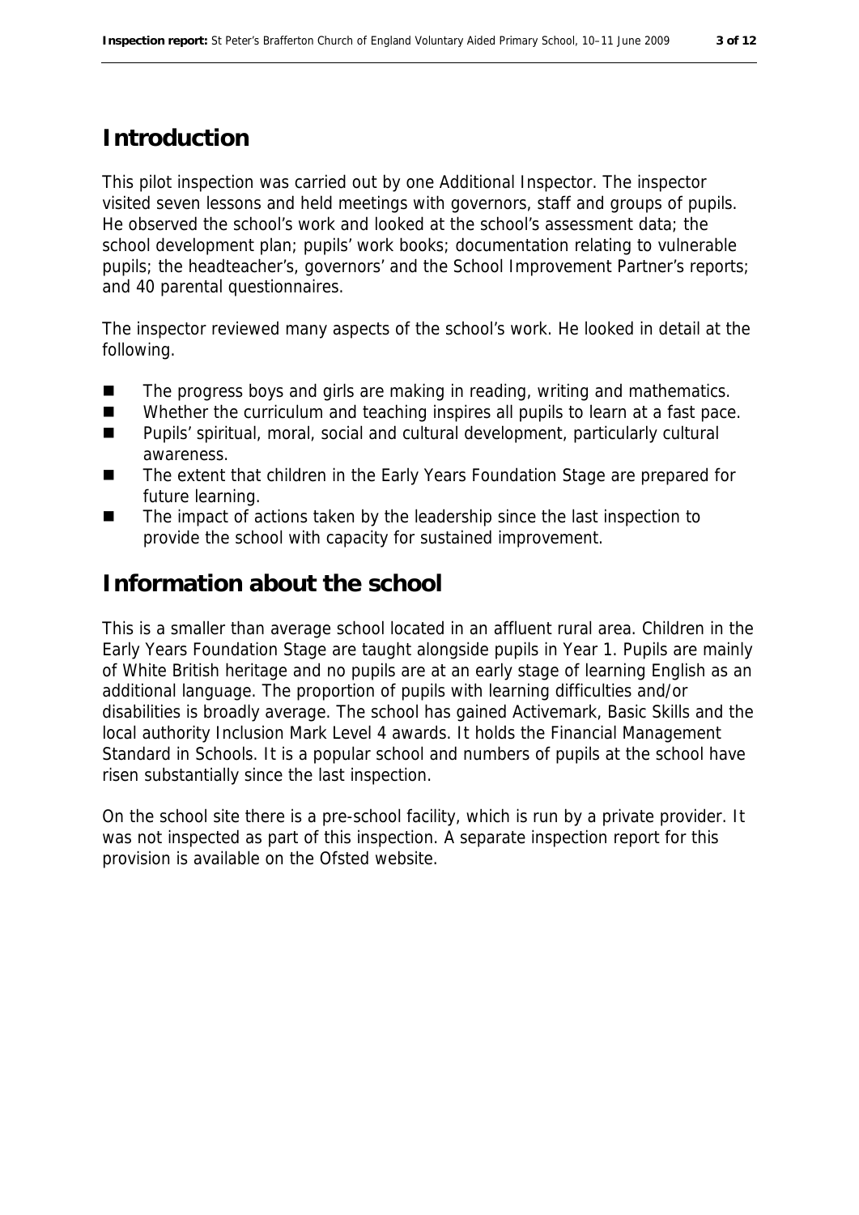## Introduction

This pilot inspection was carried out by one Additional Inspector. The inspector visited seven lessons and held meetings with governors, staff and groups of pupils. He observed the school's work and looked at the school's assessment data; the school development plan; pupils' work books; documentation relating to vulnerable pupils; the headteacher's, governors' and the School Improvement Partner's reports; and 40 parental questionnaires.

The inspector reviewed many aspects of the school's work. He looked in detail at the following.

- The progress boys and girls are making in reading, writing and mathematics.
- Whether the curriculum and teaching inspires all pupils to learn at a fast pace.
- Pupils' spiritual, moral, social and cultural development, particularly cultural awareness.
- The extent that children in the Early Years Foundation Stage are prepared for future learning.
- The impact of actions taken by the leadership since the last inspection to provide the school with capacity for sustained improvement.

## Information about the school

This is a smaller than average school located in an affluent rural area. Children in the Early Years Foundation Stage are taught alongside pupils in Year 1. Pupils are mainly of White British heritage and no pupils are at an early stage of learning English as an additional language. The proportion of pupils with learning difficulties and/or disabilities is broadly average. The school has gained Activemark, Basic Skills and the local authority Inclusion Mark Level 4 awards. It holds the Financial Management Standard in Schools. It is a popular school and numbers of pupils at the school have risen substantially since the last inspection.

On the school site there is a pre-school facility, which is run by a private provider. It was not inspected as part of this inspection. A separate inspection report for this provision is available on the Ofsted website.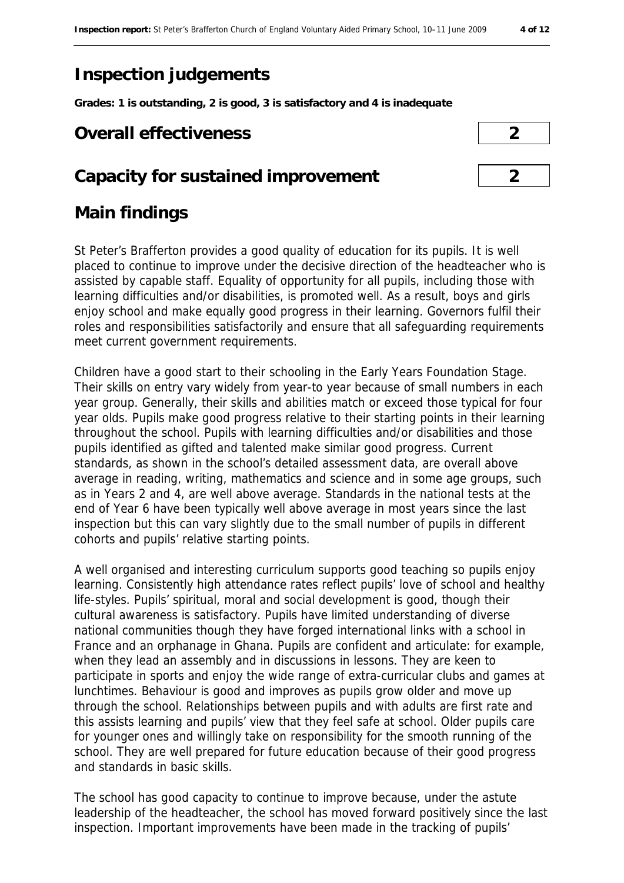# Inspection judgements

**Grades: 1 is outstanding, 2 is good, 3 is satisfactory and 4 is inadequate**

## Overall effectiveness 2

## Capacity for sustained improvement 2

# Main findings

St Peter's Brafferton provides a good quality of education for its pupils. It is well placed to continue to improve under the decisive direction of the headteacher who is assisted by capable staff. Equality of opportunity for all pupils, including those with learning difficulties and/or disabilities, is promoted well. As a result, boys and girls enjoy school and make equally good progress in their learning. Governors fulfil their roles and responsibilities satisfactorily and ensure that all safeguarding requirements meet current government requirements.

Children have a good start to their schooling in the Early Years Foundation Stage. Their skills on entry vary widely from year-to year because of small numbers in each year group. Generally, their skills and abilities match or exceed those typical for four year olds. Pupils make good progress relative to their starting points in their learning throughout the school. Pupils with learning difficulties and/or disabilities and those pupils identified as gifted and talented make similar good progress. Current standards, as shown in the school's detailed assessment data, are overall above average in reading, writing, mathematics and science and in some age groups, such as in Years 2 and 4, are well above average. Standards in the national tests at the end of Year 6 have been typically well above average in most years since the last inspection but this can vary slightly due to the small number of pupils in different cohorts and pupils' relative starting points.

A well organised and interesting curriculum supports good teaching so pupils enjoy learning. Consistently high attendance rates reflect pupils' love of school and healthy life-styles. Pupils' spiritual, moral and social development is good, though their cultural awareness is satisfactory. Pupils have limited understanding of diverse national communities though they have forged international links with a school in France and an orphanage in Ghana. Pupils are confident and articulate: for example, when they lead an assembly and in discussions in lessons. They are keen to participate in sports and enjoy the wide range of extra-curricular clubs and games at lunchtimes. Behaviour is good and improves as pupils grow older and move up through the school. Relationships between pupils and with adults are first rate and this assists learning and pupils' view that they feel safe at school. Older pupils care for younger ones and willingly take on responsibility for the smooth running of the school. They are well prepared for future education because of their good progress and standards in basic skills.

The school has good capacity to continue to improve because, under the astute leadership of the headteacher, the school has moved forward positively since the last inspection. Important improvements have been made in the tracking of pupils'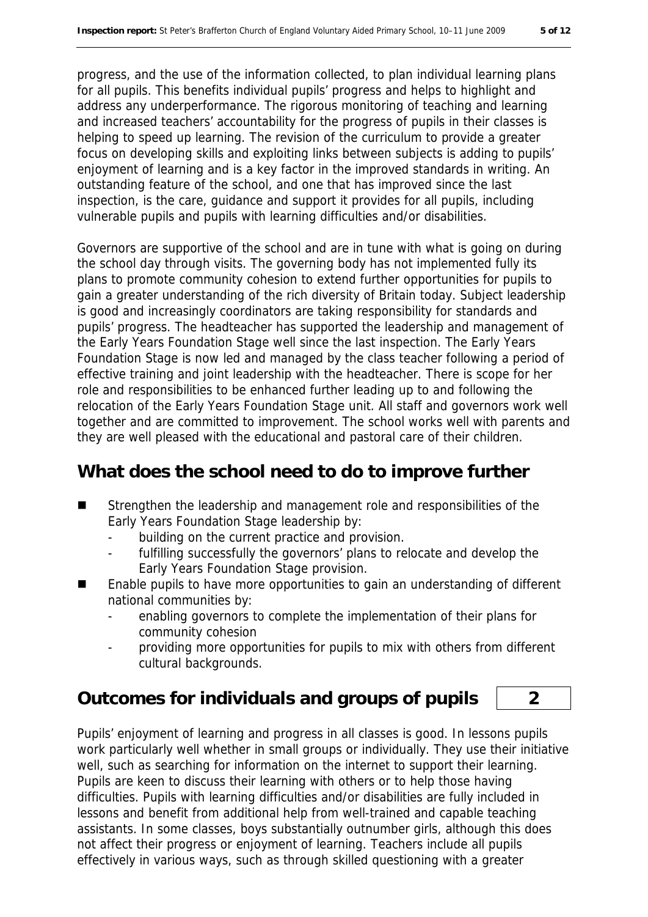progress, and the use of the information collected, to plan individual learning plans for all pupils. This benefits individual pupils' progress and helps to highlight and address any underperformance. The rigorous monitoring of teaching and learning and increased teachers' accountability for the progress of pupils in their classes is helping to speed up learning. The revision of the curriculum to provide a greater focus on developing skills and exploiting links between subjects is adding to pupils' enjoyment of learning and is a key factor in the improved standards in writing. An outstanding feature of the school, and one that has improved since the last inspection, is the care, guidance and support it provides for all pupils, including vulnerable pupils and pupils with learning difficulties and/or disabilities.

Governors are supportive of the school and are in tune with what is going on during the school day through visits. The governing body has not implemented fully its plans to promote community cohesion to extend further opportunities for pupils to gain a greater understanding of the rich diversity of Britain today. Subject leadership is good and increasingly coordinators are taking responsibility for standards and pupils' progress. The headteacher has supported the leadership and management of the Early Years Foundation Stage well since the last inspection. The Early Years Foundation Stage is now led and managed by the class teacher following a period of effective training and joint leadership with the headteacher. There is scope for her role and responsibilities to be enhanced further leading up to and following the relocation of the Early Years Foundation Stage unit. All staff and governors work well together and are committed to improvement. The school works well with parents and they are well pleased with the educational and pastoral care of their children.

## What does the school need to do to improve further

- Strengthen the leadership and management role and responsibilities of the Early Years Foundation Stage leadership by:
  - building on the current practice and provision.
  - fulfilling successfully the governors' plans to relocate and develop the Early Years Foundation Stage provision.
- Enable pupils to have more opportunities to gain an understanding of different national communities by:
  - enabling governors to complete the implementation of their plans for community cohesion
  - providing more opportunities for pupils to mix with others from different cultural backgrounds.

## Outcomes for individuals and groups of pupils | 2

Pupils' enjoyment of learning and progress in all classes is good. In lessons pupils work particularly well whether in small groups or individually. They use their initiative well, such as searching for information on the internet to support their learning. Pupils are keen to discuss their learning with others or to help those having difficulties. Pupils with learning difficulties and/or disabilities are fully included in lessons and benefit from additional help from well-trained and capable teaching assistants. In some classes, boys substantially outnumber girls, although this does not affect their progress or enjoyment of learning. Teachers include all pupils effectively in various ways, such as through skilled questioning with a greater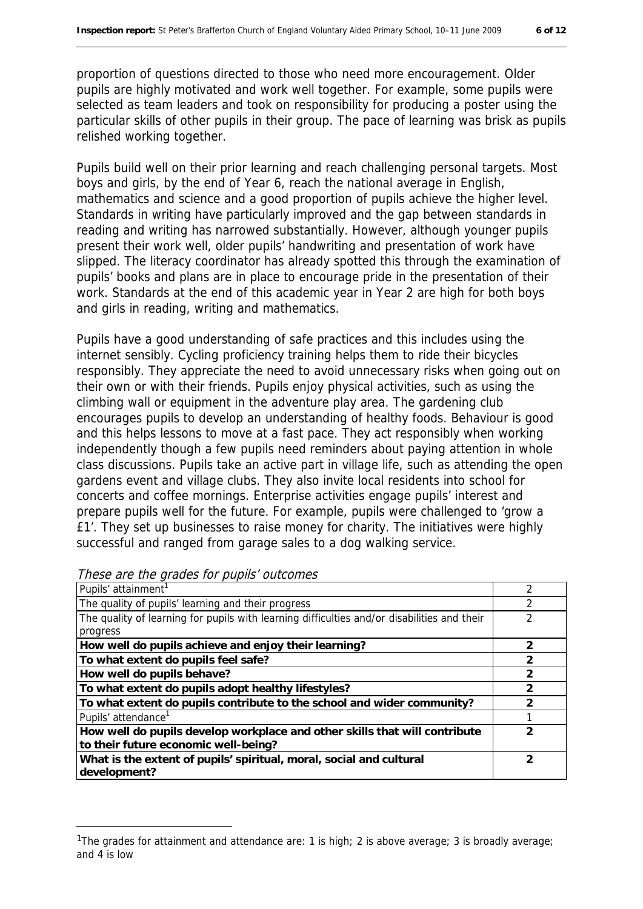proportion of questions directed to those who need more encouragement. Older pupils are highly motivated and work well together. For example, some pupils were selected as team leaders and took on responsibility for producing a poster using the particular skills of other pupils in their group. The pace of learning was brisk as pupils relished working together.

Pupils build well on their prior learning and reach challenging personal targets. Most boys and girls, by the end of Year 6, reach the national average in English, mathematics and science and a good proportion of pupils achieve the higher level. Standards in writing have particularly improved and the gap between standards in reading and writing has narrowed substantially. However, although younger pupils present their work well, older pupils' handwriting and presentation of work have slipped. The literacy coordinator has already spotted this through the examination of pupils' books and plans are in place to encourage pride in the presentation of their work. Standards at the end of this academic year in Year 2 are high for both boys and girls in reading, writing and mathematics.

Pupils have a good understanding of safe practices and this includes using the internet sensibly. Cycling proficiency training helps them to ride their bicycles responsibly. They appreciate the need to avoid unnecessary risks when going out on their own or with their friends. Pupils enjoy physical activities, such as using the climbing wall or equipment in the adventure play area. The gardening club encourages pupils to develop an understanding of healthy foods. Behaviour is good and this helps lessons to move at a fast pace. They act responsibly when working independently though a few pupils need reminders about paying attention in whole class discussions. Pupils take an active part in village life, such as attending the open gardens event and village clubs. They also invite local residents into school for concerts and coffee mornings. Enterprise activities engage pupils' interest and prepare pupils well for the future. For example, pupils were challenged to 'grow a £1'. They set up businesses to raise money for charity. The initiatives were highly successful and ranged from garage sales to a dog walking service.

*These are the grades for pupils' outcomes*

| | |
|---|---|
| Pupils' attainment[1] | 2 |
| The quality of pupils' learning and their progress | 2 |
| The quality of learning for pupils with learning difficulties and/or disabilities and their progress | 2 |
| **How well do pupils achieve and enjoy their learning?** | **2** |
| **To what extent do pupils feel safe?** | **2** |
| **How well do pupils behave?** | **2** |
| **To what extent do pupils adopt healthy lifestyles?** | **2** |
| **To what extent do pupils contribute to the school and wider community?** | **2** |
| Pupils' attendance[1] | 1 |
| **How well do pupils develop workplace and other skills that will contribute to their future economic well-being?** | **2** |
| **What is the extent of pupils' spiritual, moral, social and cultural development?** | **2** |

[1] The grades for attainment and attendance are: 1 is high; 2 is above average; 3 is broadly average; and 4 is low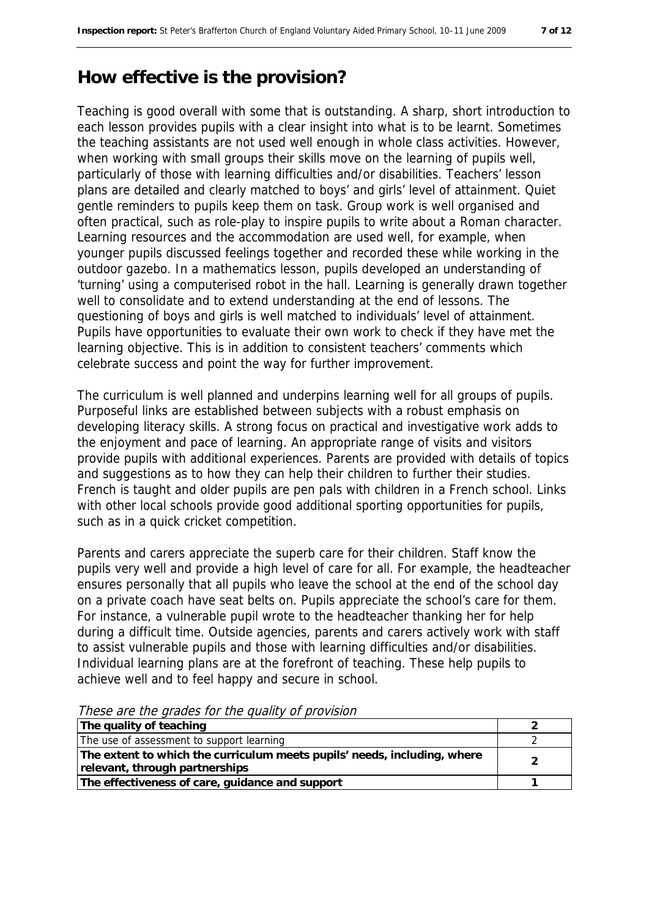## How effective is the provision?

Teaching is good overall with some that is outstanding. A sharp, short introduction to each lesson provides pupils with a clear insight into what is to be learnt. Sometimes the teaching assistants are not used well enough in whole class activities. However, when working with small groups their skills move on the learning of pupils well, particularly of those with learning difficulties and/or disabilities. Teachers' lesson plans are detailed and clearly matched to boys' and girls' level of attainment. Quiet gentle reminders to pupils keep them on task. Group work is well organised and often practical, such as role-play to inspire pupils to write about a Roman character. Learning resources and the accommodation are used well, for example, when younger pupils discussed feelings together and recorded these while working in the outdoor gazebo. In a mathematics lesson, pupils developed an understanding of 'turning' using a computerised robot in the hall. Learning is generally drawn together well to consolidate and to extend understanding at the end of lessons. The questioning of boys and girls is well matched to individuals' level of attainment. Pupils have opportunities to evaluate their own work to check if they have met the learning objective. This is in addition to consistent teachers' comments which celebrate success and point the way for further improvement.

The curriculum is well planned and underpins learning well for all groups of pupils. Purposeful links are established between subjects with a robust emphasis on developing literacy skills. A strong focus on practical and investigative work adds to the enjoyment and pace of learning. An appropriate range of visits and visitors provide pupils with additional experiences. Parents are provided with details of topics and suggestions as to how they can help their children to further their studies. French is taught and older pupils are pen pals with children in a French school. Links with other local schools provide good additional sporting opportunities for pupils, such as in a quick cricket competition.

Parents and carers appreciate the superb care for their children. Staff know the pupils very well and provide a high level of care for all. For example, the headteacher ensures personally that all pupils who leave the school at the end of the school day on a private coach have seat belts on. Pupils appreciate the school's care for them. For instance, a vulnerable pupil wrote to the headteacher thanking her for help during a difficult time. Outside agencies, parents and carers actively work with staff to assist vulnerable pupils and those with learning difficulties and/or disabilities. Individual learning plans are at the forefront of teaching. These help pupils to achieve well and to feel happy and secure in school.

*These are the grades for the quality of provision*

| | |
|---|---|
| **The quality of teaching** | **2** |
| The use of assessment to support learning | 2 |
| **The extent to which the curriculum meets pupils' needs, including, where relevant, through partnerships** | **2** |
| **The effectiveness of care, guidance and support** | **1** |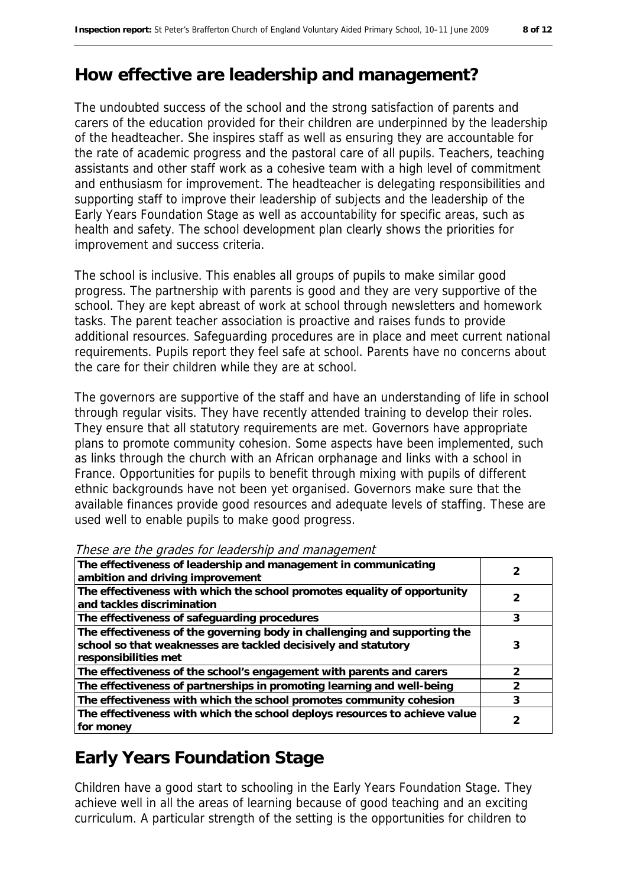## How effective are leadership and management?

The undoubted success of the school and the strong satisfaction of parents and carers of the education provided for their children are underpinned by the leadership of the headteacher. She inspires staff as well as ensuring they are accountable for the rate of academic progress and the pastoral care of all pupils. Teachers, teaching assistants and other staff work as a cohesive team with a high level of commitment and enthusiasm for improvement. The headteacher is delegating responsibilities and supporting staff to improve their leadership of subjects and the leadership of the Early Years Foundation Stage as well as accountability for specific areas, such as health and safety. The school development plan clearly shows the priorities for improvement and success criteria.

The school is inclusive. This enables all groups of pupils to make similar good progress. The partnership with parents is good and they are very supportive of the school. They are kept abreast of work at school through newsletters and homework tasks. The parent teacher association is proactive and raises funds to provide additional resources. Safeguarding procedures are in place and meet current national requirements. Pupils report they feel safe at school. Parents have no concerns about the care for their children while they are at school.

The governors are supportive of the staff and have an understanding of life in school through regular visits. They have recently attended training to develop their roles. They ensure that all statutory requirements are met. Governors have appropriate plans to promote community cohesion. Some aspects have been implemented, such as links through the church with an African orphanage and links with a school in France. Opportunities for pupils to benefit through mixing with pupils of different ethnic backgrounds have not been yet organised. Governors make sure that the available finances provide good resources and adequate levels of staffing. These are used well to enable pupils to make good progress.

*These are the grades for leadership and management*

| | |
|---|---|
| **The effectiveness of leadership and management in communicating ambition and driving improvement** | 2 |
| **The effectiveness with which the school promotes equality of opportunity and tackles discrimination** | 2 |
| **The effectiveness of safeguarding procedures** | 3 |
| **The effectiveness of the governing body in challenging and supporting the school so that weaknesses are tackled decisively and statutory responsibilities met** | 3 |
| **The effectiveness of the school's engagement with parents and carers** | 2 |
| **The effectiveness of partnerships in promoting learning and well-being** | 2 |
| **The effectiveness with which the school promotes community cohesion** | 3 |
| **The effectiveness with which the school deploys resources to achieve value for money** | 2 |

## Early Years Foundation Stage

Children have a good start to schooling in the Early Years Foundation Stage. They achieve well in all the areas of learning because of good teaching and an exciting curriculum. A particular strength of the setting is the opportunities for children to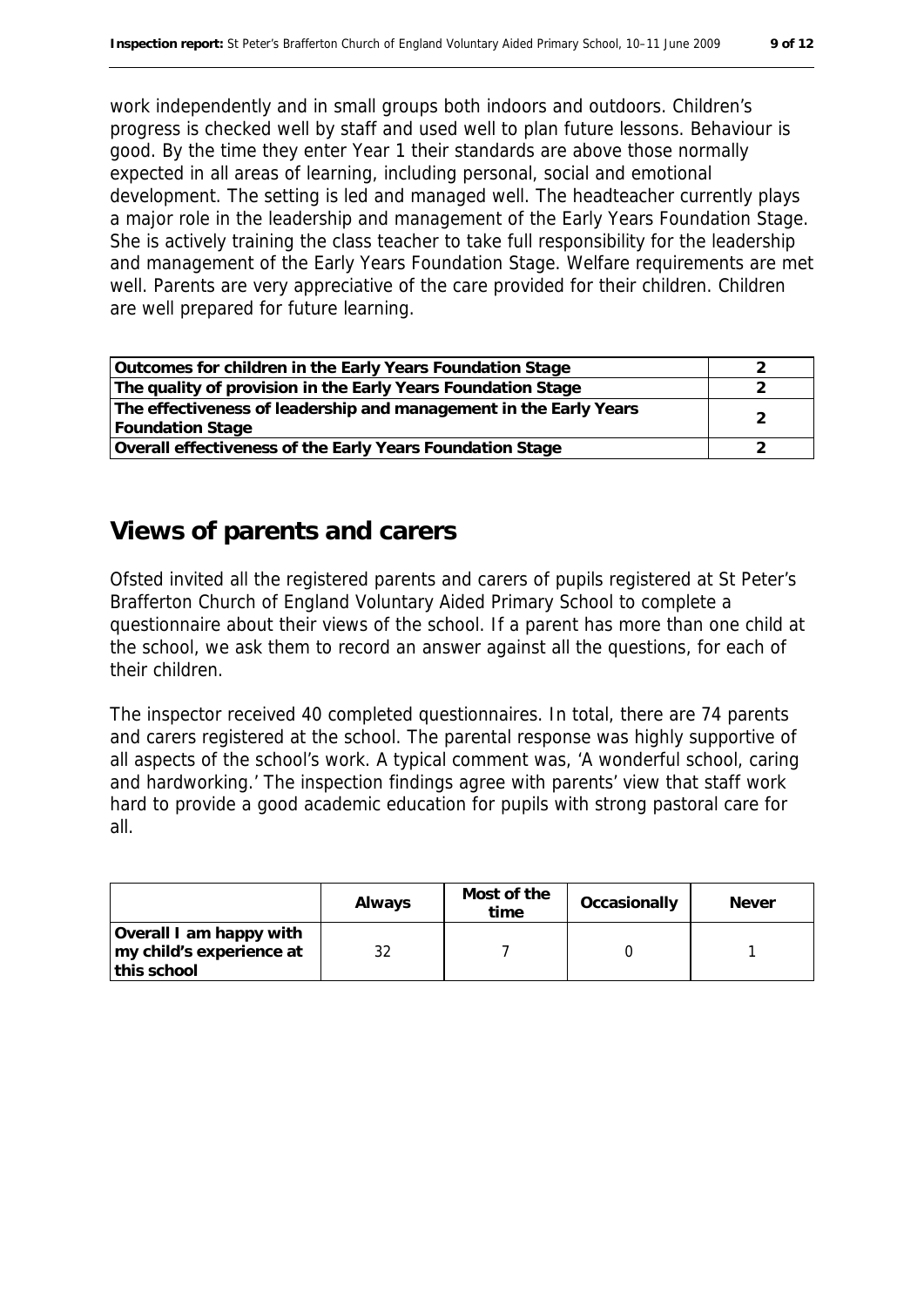work independently and in small groups both indoors and outdoors. Children's progress is checked well by staff and used well to plan future lessons. Behaviour is good. By the time they enter Year 1 their standards are above those normally expected in all areas of learning, including personal, social and emotional development. The setting is led and managed well. The headteacher currently plays a major role in the leadership and management of the Early Years Foundation Stage. She is actively training the class teacher to take full responsibility for the leadership and management of the Early Years Foundation Stage. Welfare requirements are met well. Parents are very appreciative of the care provided for their children. Children are well prepared for future learning.

| | |
|---|---|
| **Outcomes for children in the Early Years Foundation Stage** | 2 |
| **The quality of provision in the Early Years Foundation Stage** | 2 |
| **The effectiveness of leadership and management in the Early Years Foundation Stage** | 2 |
| **Overall effectiveness of the Early Years Foundation Stage** | 2 |

## Views of parents and carers

Ofsted invited all the registered parents and carers of pupils registered at St Peter's Brafferton Church of England Voluntary Aided Primary School to complete a questionnaire about their views of the school. If a parent has more than one child at the school, we ask them to record an answer against all the questions, for each of their children.

The inspector received 40 completed questionnaires. In total, there are 74 parents and carers registered at the school. The parental response was highly supportive of all aspects of the school's work. A typical comment was, 'A wonderful school, caring and hardworking.' The inspection findings agree with parents' view that staff work hard to provide a good academic education for pupils with strong pastoral care for all.

| | Always | Most of the time | Occasionally | Never |
|---|---|---|---|---|
| **Overall I am happy with my child's experience at this school** | 32 | 7 | 0 | 1 |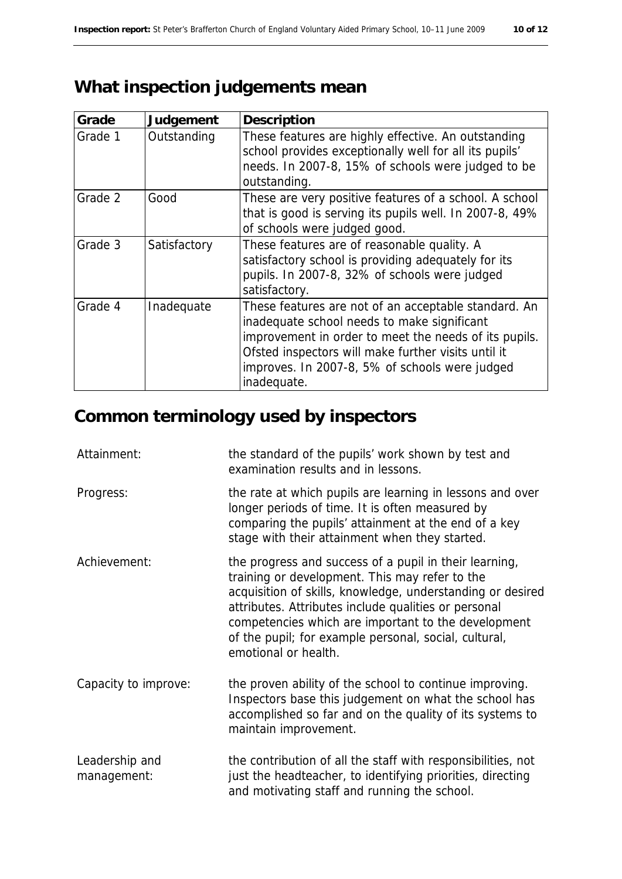## What inspection judgements mean

| Grade | Judgement | Description |
|---|---|---|
| Grade 1 | Outstanding | These features are highly effective. An outstanding school provides exceptionally well for all its pupils' needs. In 2007-8, 15% of schools were judged to be outstanding. |
| Grade 2 | Good | These are very positive features of a school. A school that is good is serving its pupils well. In 2007-8, 49% of schools were judged good. |
| Grade 3 | Satisfactory | These features are of reasonable quality. A satisfactory school is providing adequately for its pupils. In 2007-8, 32% of schools were judged satisfactory. |
| Grade 4 | Inadequate | These features are not of an acceptable standard. An inadequate school needs to make significant improvement in order to meet the needs of its pupils. Ofsted inspectors will make further visits until it improves. In 2007-8, 5% of schools were judged inadequate. |

## Common terminology used by inspectors

Attainment: the standard of the pupils' work shown by test and examination results and in lessons.

Progress: the rate at which pupils are learning in lessons and over longer periods of time. It is often measured by comparing the pupils' attainment at the end of a key stage with their attainment when they started.

Achievement: the progress and success of a pupil in their learning, training or development. This may refer to the acquisition of skills, knowledge, understanding or desired attributes. Attributes include qualities or personal competencies which are important to the development of the pupil; for example personal, social, cultural, emotional or health.

Capacity to improve: the proven ability of the school to continue improving. Inspectors base this judgement on what the school has accomplished so far and on the quality of its systems to maintain improvement.

Leadership and management: the contribution of all the staff with responsibilities, not just the headteacher, to identifying priorities, directing and motivating staff and running the school.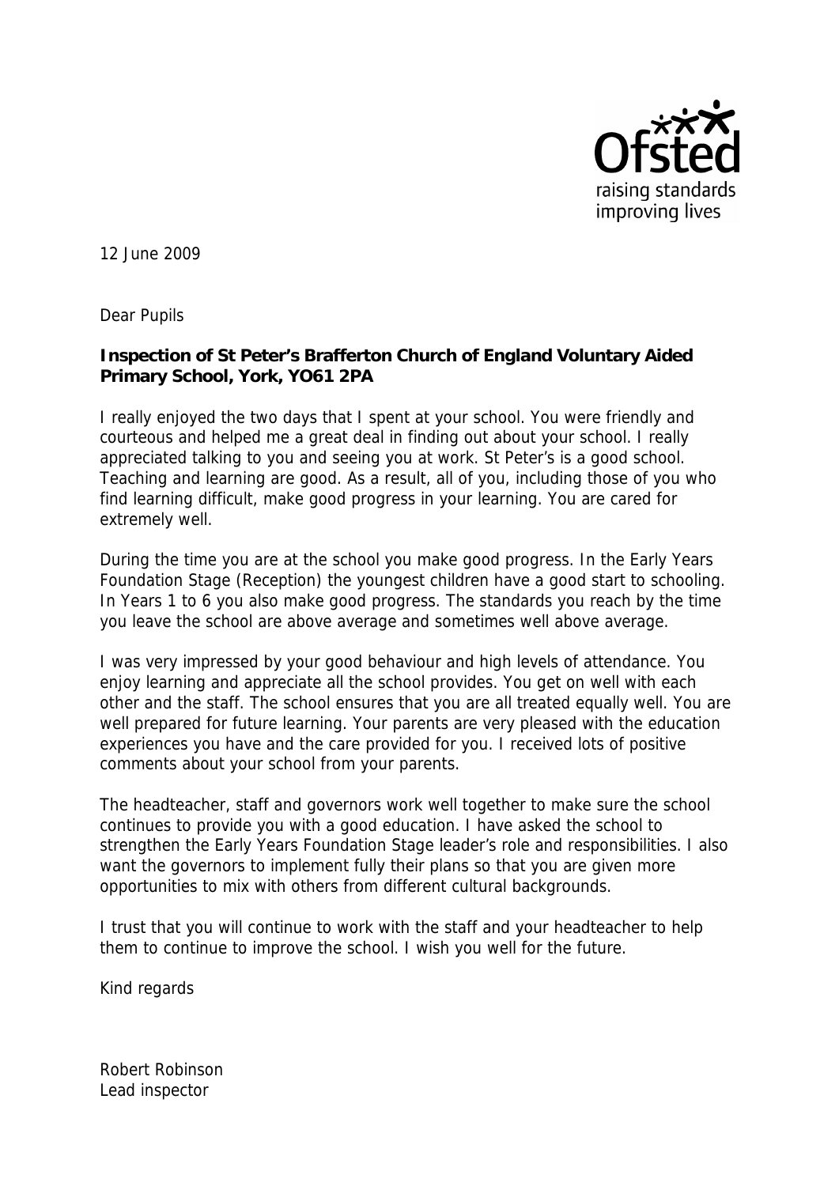12 June 2009

Dear Pupils

**Inspection of St Peter's Brafferton Church of England Voluntary Aided Primary School, York, YO61 2PA**

I really enjoyed the two days that I spent at your school. You were friendly and courteous and helped me a great deal in finding out about your school. I really appreciated talking to you and seeing you at work. St Peter's is a good school. Teaching and learning are good. As a result, all of you, including those of you who find learning difficult, make good progress in your learning. You are cared for extremely well.

During the time you are at the school you make good progress. In the Early Years Foundation Stage (Reception) the youngest children have a good start to schooling. In Years 1 to 6 you also make good progress. The standards you reach by the time you leave the school are above average and sometimes well above average.

I was very impressed by your good behaviour and high levels of attendance. You enjoy learning and appreciate all the school provides. You get on well with each other and the staff. The school ensures that you are all treated equally well. You are well prepared for future learning. Your parents are very pleased with the education experiences you have and the care provided for you. I received lots of positive comments about your school from your parents.

The headteacher, staff and governors work well together to make sure the school continues to provide you with a good education. I have asked the school to strengthen the Early Years Foundation Stage leader's role and responsibilities. I also want the governors to implement fully their plans so that you are given more opportunities to mix with others from different cultural backgrounds.

I trust that you will continue to work with the staff and your headteacher to help them to continue to improve the school. I wish you well for the future.

Kind regards

Robert Robinson
Lead inspector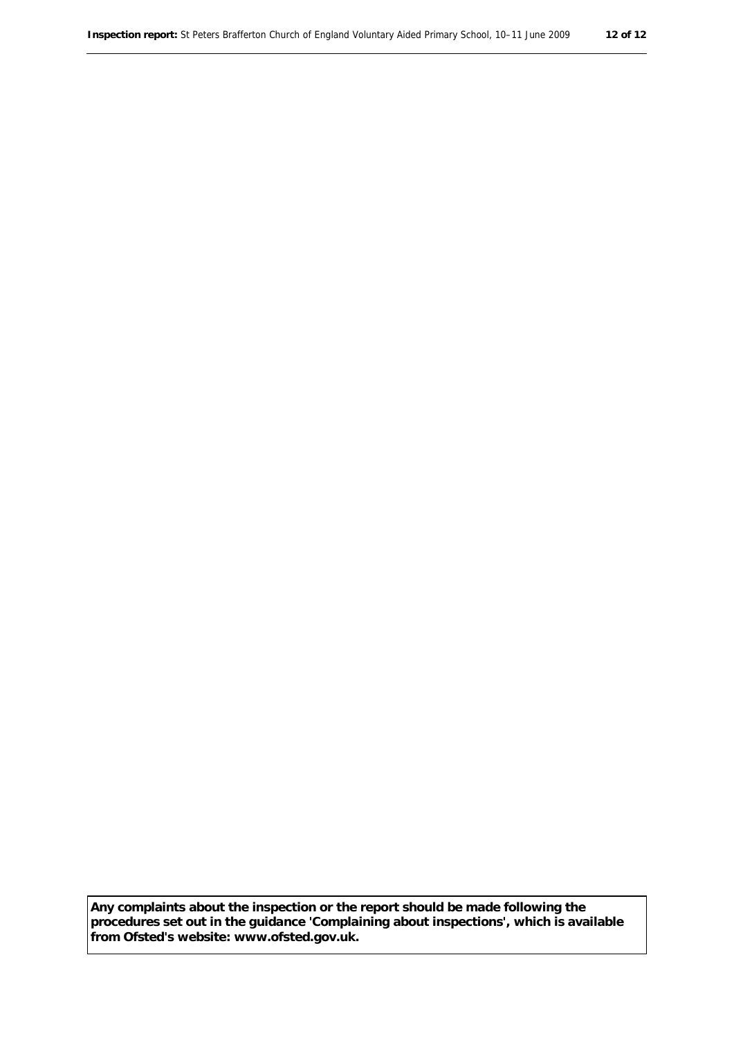**Any complaints about the inspection or the report should be made following the procedures set out in the guidance 'Complaining about inspections', which is available from Ofsted's website: www.ofsted.gov.uk.**